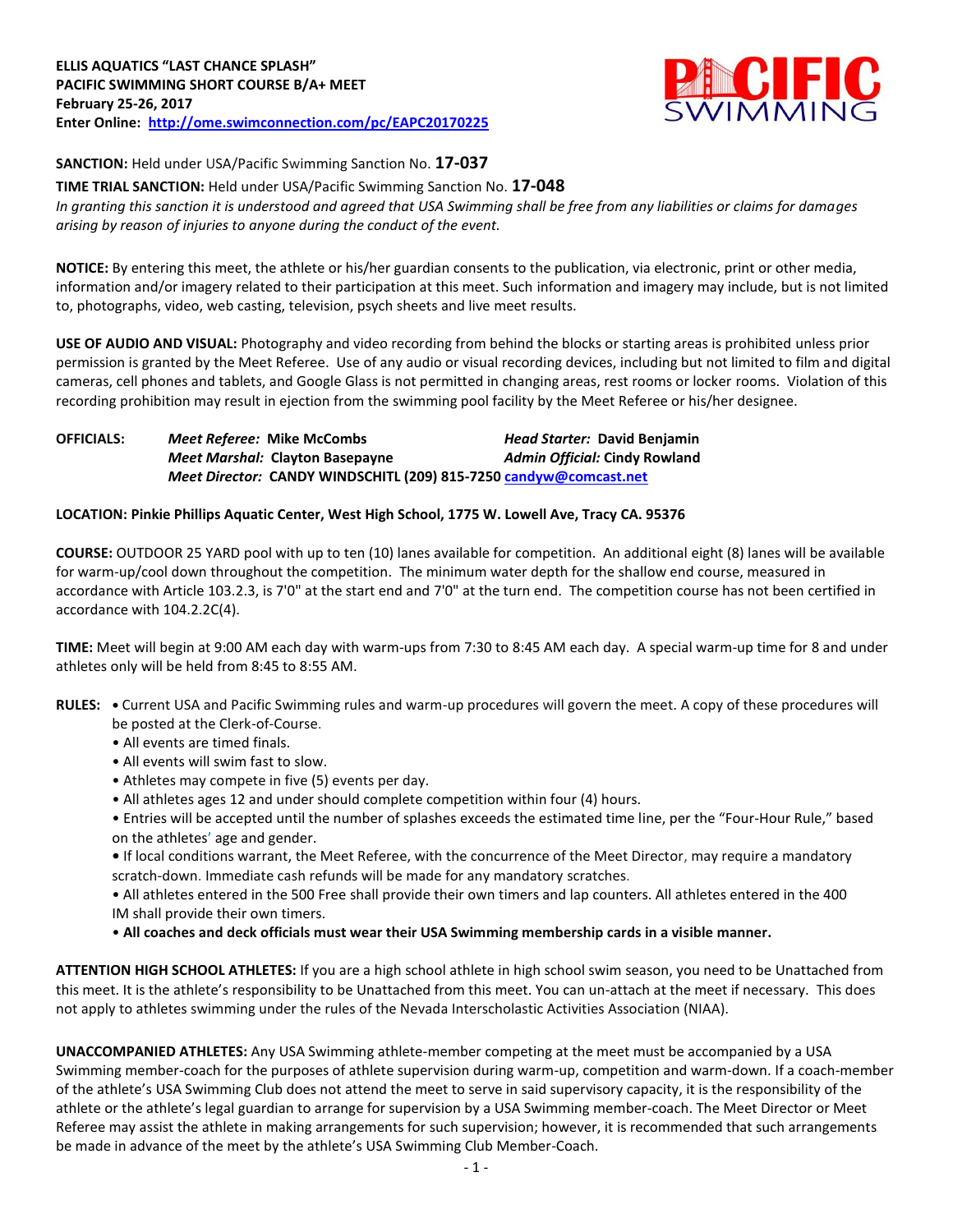**ELLIS AQUATICS "LAST CHANCE SPLASH"**
**PACIFIC SWIMMING SHORT COURSE B/A+ MEET**
**February 25-26, 2017**
**Enter Online: [http://ome.swimconnection.com/pc/EAPC20170225](http://ome.swimconnection.com/pc/EAPC20170225)**

**SANCTION:** Held under USA/Pacific Swimming Sanction No. **17-037**

**TIME TRIAL SANCTION:** Held under USA/Pacific Swimming Sanction No. **17-048**

*In granting this sanction it is understood and agreed that USA Swimming shall be free from any liabilities or claims for damages arising by reason of injuries to anyone during the conduct of the event.*

**NOTICE:** By entering this meet, the athlete or his/her guardian consents to the publication, via electronic, print or other media, information and/or imagery related to their participation at this meet. Such information and imagery may include, but is not limited to, photographs, video, web casting, television, psych sheets and live meet results.

**USE OF AUDIO AND VISUAL:** Photography and video recording from behind the blocks or starting areas is prohibited unless prior permission is granted by the Meet Referee. Use of any audio or visual recording devices, including but not limited to film and digital cameras, cell phones and tablets, and Google Glass is not permitted in changing areas, rest rooms or locker rooms. Violation of this recording prohibition may result in ejection from the swimming pool facility by the Meet Referee or his/her designee.

**OFFICIALS:**
*Meet Referee:* **Mike McCombs** — *Head Starter:* **David Benjamin**
*Meet Marshal:* **Clayton Basepayne** — *Admin Official:* **Cindy Rowland**
*Meet Director:* **CANDY WINDSCHITL (209) 815-7250 [candyw@comcast.net](mailto:candyw@comcast.net)**

**LOCATION: Pinkie Phillips Aquatic Center, West High School, 1775 W. Lowell Ave, Tracy CA. 95376**

**COURSE:** OUTDOOR 25 YARD pool with up to ten (10) lanes available for competition. An additional eight (8) lanes will be available for warm-up/cool down throughout the competition. The minimum water depth for the shallow end course, measured in accordance with Article 103.2.3, is 7'0" at the start end and 7'0" at the turn end. The competition course has not been certified in accordance with 104.2.2C(4).

**TIME:** Meet will begin at 9:00 AM each day with warm-ups from 7:30 to 8:45 AM each day. A special warm-up time for 8 and under athletes only will be held from 8:45 to 8:55 AM.

**RULES:**
- Current USA and Pacific Swimming rules and warm-up procedures will govern the meet. A copy of these procedures will be posted at the Clerk-of-Course.
- All events are timed finals.
- All events will swim fast to slow.
- Athletes may compete in five (5) events per day.
- All athletes ages 12 and under should complete competition within four (4) hours.
- Entries will be accepted until the number of splashes exceeds the estimated time line, per the "Four-Hour Rule," based on the athletes' age and gender.
- If local conditions warrant, the Meet Referee, with the concurrence of the Meet Director, may require a mandatory scratch-down. Immediate cash refunds will be made for any mandatory scratches.
- All athletes entered in the 500 Free shall provide their own timers and lap counters. All athletes entered in the 400 IM shall provide their own timers.
- **All coaches and deck officials must wear their USA Swimming membership cards in a visible manner.**

**ATTENTION HIGH SCHOOL ATHLETES:** If you are a high school athlete in high school swim season, you need to be Unattached from this meet. It is the athlete's responsibility to be Unattached from this meet. You can un-attach at the meet if necessary. This does not apply to athletes swimming under the rules of the Nevada Interscholastic Activities Association (NIAA).

**UNACCOMPANIED ATHLETES:** Any USA Swimming athlete-member competing at the meet must be accompanied by a USA Swimming member-coach for the purposes of athlete supervision during warm-up, competition and warm-down. If a coach-member of the athlete's USA Swimming Club does not attend the meet to serve in said supervisory capacity, it is the responsibility of the athlete or the athlete's legal guardian to arrange for supervision by a USA Swimming member-coach. The Meet Director or Meet Referee may assist the athlete in making arrangements for such supervision; however, it is recommended that such arrangements be made in advance of the meet by the athlete's USA Swimming Club Member-Coach.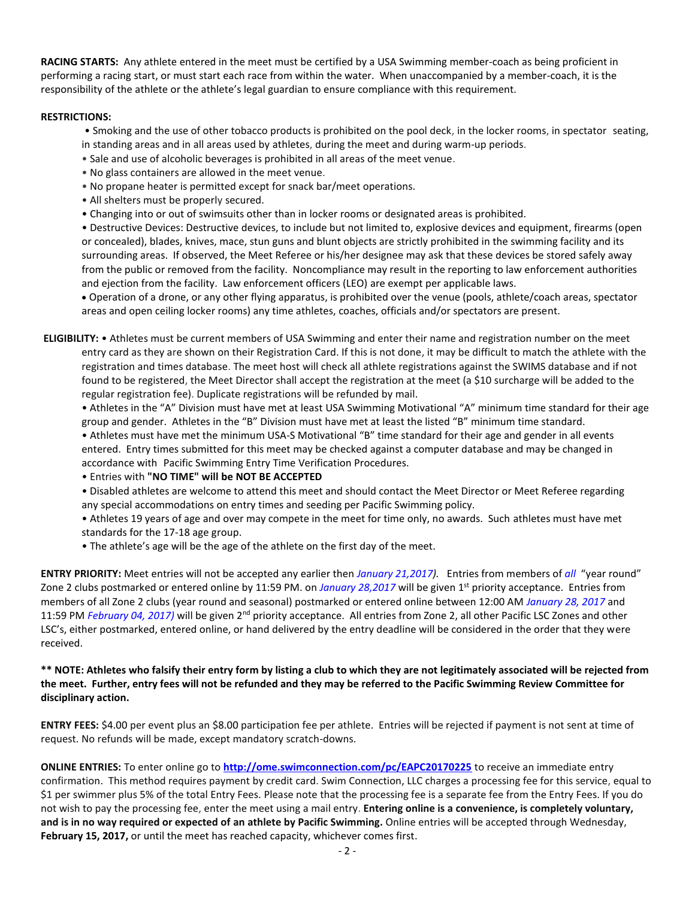**RACING STARTS:** Any athlete entered in the meet must be certified by a USA Swimming member-coach as being proficient in performing a racing start, or must start each race from within the water. When unaccompanied by a member-coach, it is the responsibility of the athlete or the athlete's legal guardian to ensure compliance with this requirement.

**RESTRICTIONS:**

- Smoking and the use of other tobacco products is prohibited on the pool deck, in the locker rooms, in spectator seating, in standing areas and in all areas used by athletes, during the meet and during warm-up periods.
- Sale and use of alcoholic beverages is prohibited in all areas of the meet venue.
- No glass containers are allowed in the meet venue.
- No propane heater is permitted except for snack bar/meet operations.
- All shelters must be properly secured.
- Changing into or out of swimsuits other than in locker rooms or designated areas is prohibited.
- Destructive Devices: Destructive devices, to include but not limited to, explosive devices and equipment, firearms (open or concealed), blades, knives, mace, stun guns and blunt objects are strictly prohibited in the swimming facility and its surrounding areas. If observed, the Meet Referee or his/her designee may ask that these devices be stored safely away from the public or removed from the facility. Noncompliance may result in the reporting to law enforcement authorities and ejection from the facility. Law enforcement officers (LEO) are exempt per applicable laws.
- Operation of a drone, or any other flying apparatus, is prohibited over the venue (pools, athlete/coach areas, spectator areas and open ceiling locker rooms) any time athletes, coaches, officials and/or spectators are present.

**ELIGIBILITY:**

- Athletes must be current members of USA Swimming and enter their name and registration number on the meet entry card as they are shown on their Registration Card. If this is not done, it may be difficult to match the athlete with the registration and times database. The meet host will check all athlete registrations against the SWIMS database and if not found to be registered, the Meet Director shall accept the registration at the meet (a $10 surcharge will be added to the regular registration fee). Duplicate registrations will be refunded by mail.
- Athletes in the "A" Division must have met at least USA Swimming Motivational "A" minimum time standard for their age group and gender. Athletes in the "B" Division must have met at least the listed "B" minimum time standard.
- Athletes must have met the minimum USA-S Motivational "B" time standard for their age and gender in all events entered. Entry times submitted for this meet may be checked against a computer database and may be changed in accordance with Pacific Swimming Entry Time Verification Procedures.
- Entries with **"NO TIME" will be NOT BE ACCEPTED**
- Disabled athletes are welcome to attend this meet and should contact the Meet Director or Meet Referee regarding any special accommodations on entry times and seeding per Pacific Swimming policy.
- Athletes 19 years of age and over may compete in the meet for time only, no awards. Such athletes must have met standards for the 17-18 age group.
- The athlete's age will be the age of the athlete on the first day of the meet.

**ENTRY PRIORITY:** Meet entries will not be accepted any earlier then *January 21,2017).* Entries from members of *all* "year round" Zone 2 clubs postmarked or entered online by 11:59 PM. on *January 28,2017* will be given 1st priority acceptance. Entries from members of all Zone 2 clubs (year round and seasonal) postmarked or entered online between 12:00 AM *January 28, 2017* and 11:59 PM *February 04, 2017)* will be given 2nd priority acceptance. All entries from Zone 2, all other Pacific LSC Zones and other LSC's, either postmarked, entered online, or hand delivered by the entry deadline will be considered in the order that they were received.

**\*\* NOTE: Athletes who falsify their entry form by listing a club to which they are not legitimately associated will be rejected from the meet. Further, entry fees will not be refunded and they may be referred to the Pacific Swimming Review Committee for disciplinary action.**

**ENTRY FEES:** $4.00 per event plus an $8.00 participation fee per athlete. Entries will be rejected if payment is not sent at time of request. No refunds will be made, except mandatory scratch-downs.

**ONLINE ENTRIES:** To enter online go to **http://ome.swimconnection.com/pc/EAPC20170225** to receive an immediate entry confirmation. This method requires payment by credit card. Swim Connection, LLC charges a processing fee for this service, equal to $1 per swimmer plus 5% of the total Entry Fees. Please note that the processing fee is a separate fee from the Entry Fees. If you do not wish to pay the processing fee, enter the meet using a mail entry. **Entering online is a convenience, is completely voluntary, and is in no way required or expected of an athlete by Pacific Swimming.** Online entries will be accepted through Wednesday, **February 15, 2017,** or until the meet has reached capacity, whichever comes first.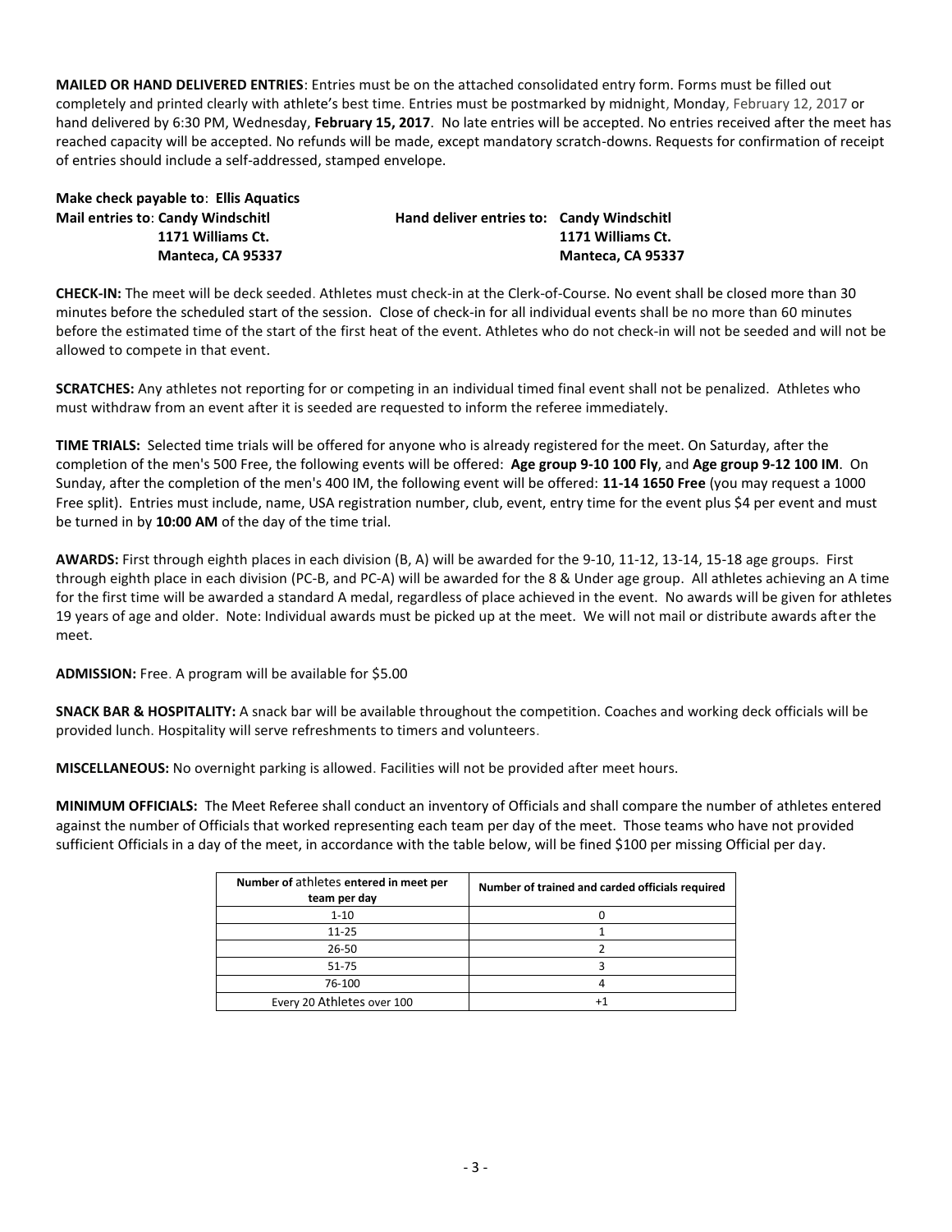**MAILED OR HAND DELIVERED ENTRIES**: Entries must be on the attached consolidated entry form. Forms must be filled out completely and printed clearly with athlete's best time. Entries must be postmarked by midnight, Monday, February 12, 2017 or hand delivered by 6:30 PM, Wednesday, **February 15, 2017**. No late entries will be accepted. No entries received after the meet has reached capacity will be accepted. No refunds will be made, except mandatory scratch-downs. Requests for confirmation of receipt of entries should include a self-addressed, stamped envelope.

**Make check payable to**: **Ellis Aquatics**

**Mail entries to**: **Candy Windschitl**
**1171 Williams Ct.**
**Manteca, CA 95337**

**Hand deliver entries to: Candy Windschitl**
**1171 Williams Ct.**
**Manteca, CA 95337**

**CHECK-IN:** The meet will be deck seeded. Athletes must check-in at the Clerk-of-Course. No event shall be closed more than 30 minutes before the scheduled start of the session. Close of check-in for all individual events shall be no more than 60 minutes before the estimated time of the start of the first heat of the event. Athletes who do not check-in will not be seeded and will not be allowed to compete in that event.

**SCRATCHES:** Any athletes not reporting for or competing in an individual timed final event shall not be penalized. Athletes who must withdraw from an event after it is seeded are requested to inform the referee immediately.

**TIME TRIALS:** Selected time trials will be offered for anyone who is already registered for the meet. On Saturday, after the completion of the men's 500 Free, the following events will be offered: **Age group 9-10 100 Fly**, and **Age group 9-12 100 IM**. On Sunday, after the completion of the men's 400 IM, the following event will be offered: **11-14 1650 Free** (you may request a 1000 Free split). Entries must include, name, USA registration number, club, event, entry time for the event plus $4 per event and must be turned in by **10:00 AM** of the day of the time trial.

**AWARDS:** First through eighth places in each division (B, A) will be awarded for the 9-10, 11-12, 13-14, 15-18 age groups. First through eighth place in each division (PC-B, and PC-A) will be awarded for the 8 & Under age group. All athletes achieving an A time for the first time will be awarded a standard A medal, regardless of place achieved in the event. No awards will be given for athletes 19 years of age and older. Note: Individual awards must be picked up at the meet. We will not mail or distribute awards after the meet.

**ADMISSION:** Free. A program will be available for $5.00

**SNACK BAR & HOSPITALITY:** A snack bar will be available throughout the competition. Coaches and working deck officials will be provided lunch. Hospitality will serve refreshments to timers and volunteers.

**MISCELLANEOUS:** No overnight parking is allowed. Facilities will not be provided after meet hours.

**MINIMUM OFFICIALS:** The Meet Referee shall conduct an inventory of Officials and shall compare the number of athletes entered against the number of Officials that worked representing each team per day of the meet. Those teams who have not provided sufficient Officials in a day of the meet, in accordance with the table below, will be fined $100 per missing Official per day.

| Number of athletes entered in meet per team per day | Number of trained and carded officials required |
|---|---|
| 1-10 | 0 |
| 11-25 | 1 |
| 26-50 | 2 |
| 51-75 | 3 |
| 76-100 | 4 |
| Every 20 Athletes over 100 | +1 |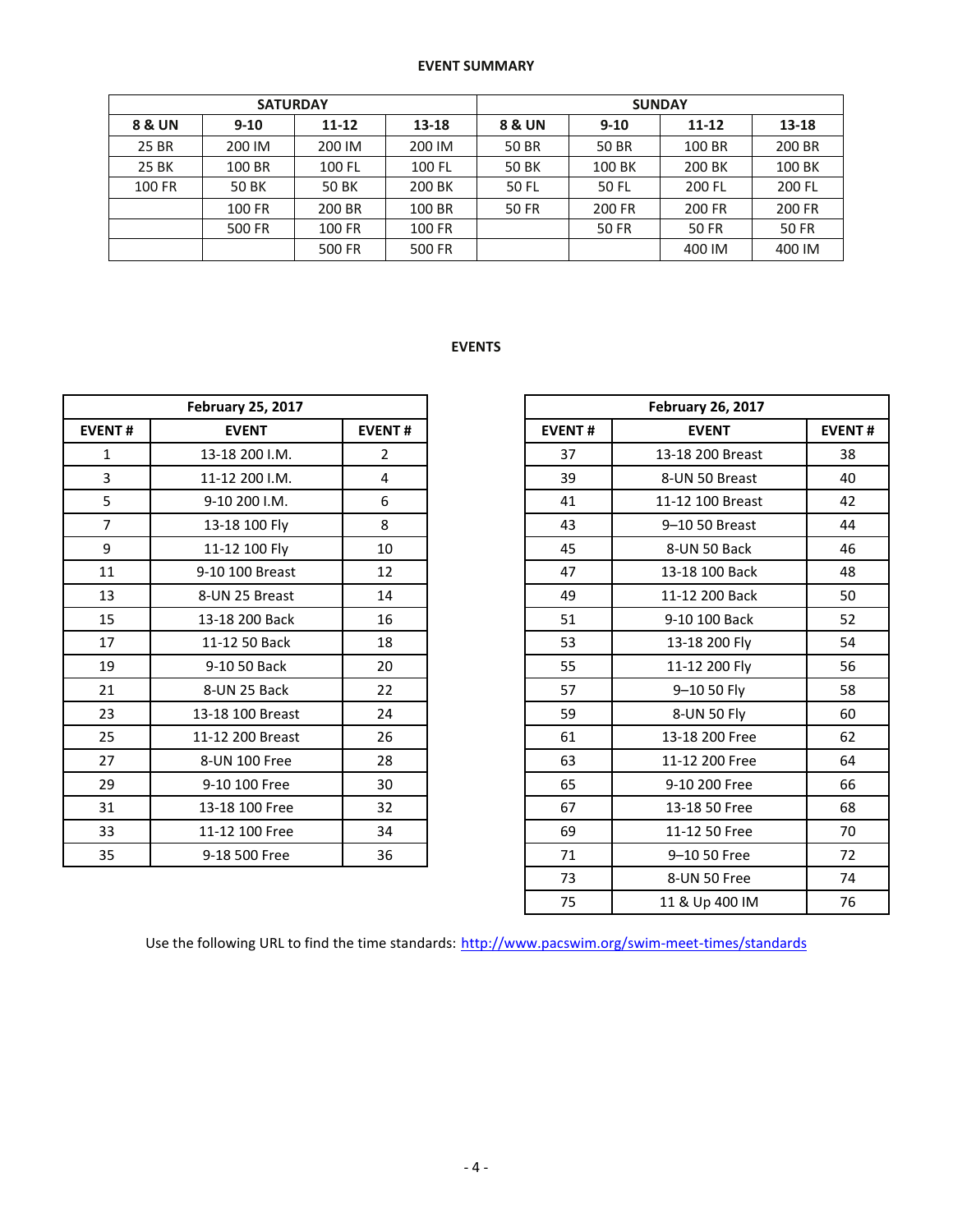## EVENT SUMMARY

| SATURDAY | | | | SUNDAY | | | |
|---|---|---|---|---|---|---|---|
| **8 & UN** | **9-10** | **11-12** | **13-18** | **8 & UN** | **9-10** | **11-12** | **13-18** |
| 25 BR | 200 IM | 200 IM | 200 IM | 50 BR | 50 BR | 100 BR | 200 BR |
| 25 BK | 100 BR | 100 FL | 100 FL | 50 BK | 100 BK | 200 BK | 100 BK |
| 100 FR | 50 BK | 50 BK | 200 BK | 50 FL | 50 FL | 200 FL | 200 FL |
| | 100 FR | 200 BR | 100 BR | 50 FR | 200 FR | 200 FR | 200 FR |
| | 500 FR | 100 FR | 100 FR | | 50 FR | 50 FR | 50 FR |
| | | 500 FR | 500 FR | | | 400 IM | 400 IM |

## EVENTS

| February 25, 2017 | | |
|---|---|---|
| **EVENT #** | **EVENT** | **EVENT #** |
| 1 | 13-18 200 I.M. | 2 |
| 3 | 11-12 200 I.M. | 4 |
| 5 | 9-10 200 I.M. | 6 |
| 7 | 13-18 100 Fly | 8 |
| 9 | 11-12 100 Fly | 10 |
| 11 | 9-10 100 Breast | 12 |
| 13 | 8-UN 25 Breast | 14 |
| 15 | 13-18 200 Back | 16 |
| 17 | 11-12 50 Back | 18 |
| 19 | 9-10 50 Back | 20 |
| 21 | 8-UN 25 Back | 22 |
| 23 | 13-18 100 Breast | 24 |
| 25 | 11-12 200 Breast | 26 |
| 27 | 8-UN 100 Free | 28 |
| 29 | 9-10 100 Free | 30 |
| 31 | 13-18 100 Free | 32 |
| 33 | 11-12 100 Free | 34 |
| 35 | 9-18 500 Free | 36 |

| February 26, 2017 | | |
|---|---|---|
| **EVENT #** | **EVENT** | **EVENT #** |
| 37 | 13-18 200 Breast | 38 |
| 39 | 8-UN 50 Breast | 40 |
| 41 | 11-12 100 Breast | 42 |
| 43 | 9–10 50 Breast | 44 |
| 45 | 8-UN 50 Back | 46 |
| 47 | 13-18 100 Back | 48 |
| 49 | 11-12 200 Back | 50 |
| 51 | 9-10 100 Back | 52 |
| 53 | 13-18 200 Fly | 54 |
| 55 | 11-12 200 Fly | 56 |
| 57 | 9–10 50 Fly | 58 |
| 59 | 8-UN 50 Fly | 60 |
| 61 | 13-18 200 Free | 62 |
| 63 | 11-12 200 Free | 64 |
| 65 | 9-10 200 Free | 66 |
| 67 | 13-18 50 Free | 68 |
| 69 | 11-12 50 Free | 70 |
| 71 | 9–10 50 Free | 72 |
| 73 | 8-UN 50 Free | 74 |
| 75 | 11 & Up 400 IM | 76 |

Use the following URL to find the time standards: [http://www.pacswim.org/swim-meet-times/standards](http://www.pacswim.org/swim-meet-times/standards)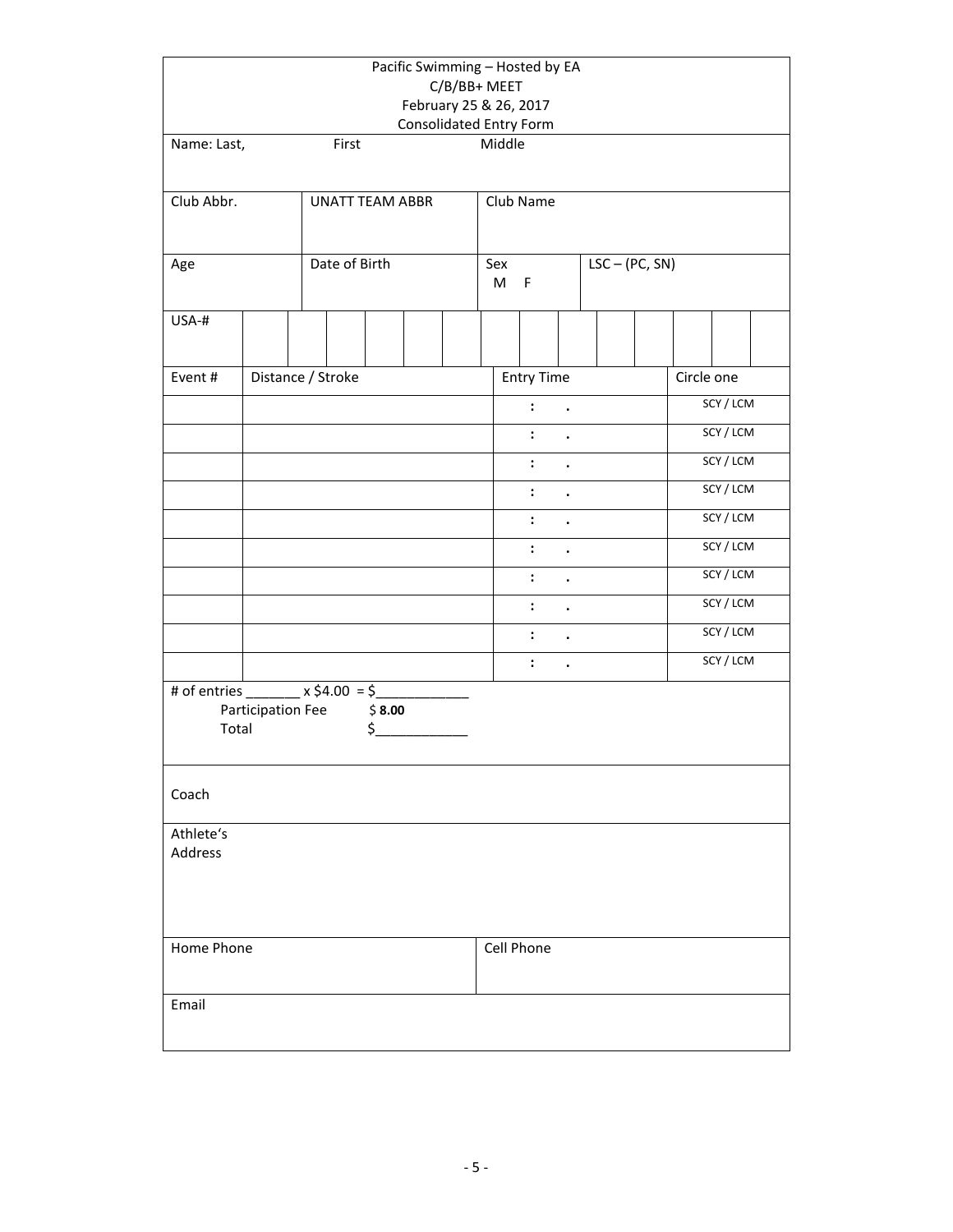Pacific Swimming – Hosted by EA
C/B/BB+ MEET
February 25 & 26, 2017
Consolidated Entry Form

| Name: Last, | First | Middle |
|---|---|---|
| | | |

| Club Abbr. | UNATT TEAM ABBR | Club Name |
|---|---|---|
| | | |

| Age | Date of Birth | Sex M F | LSC – (PC, SN) |
|---|---|---|---|
| | | | |

| USA-# | | | | | | | | | | | | | | |
|---|---|---|---|---|---|---|---|---|---|---|---|---|---|---|
| | | | | | | | | | | | | | | |

| Event # | Distance / Stroke | Entry Time | Circle one |
|---|---|---|---|
| | | : . | SCY / LCM |
| | | : . | SCY / LCM |
| | | : . | SCY / LCM |
| | | : . | SCY / LCM |
| | | : . | SCY / LCM |
| | | : . | SCY / LCM |
| | | : . | SCY / LCM |
| | | : . | SCY / LCM |
| | | : . | SCY / LCM |
| | | : . | SCY / LCM |

# of entries _______ x $4.00 = $____________
Participation Fee $ **8.00**
Total $____________

Coach

Athlete's Address

| Home Phone | Cell Phone |
|---|---|
| | |

Email